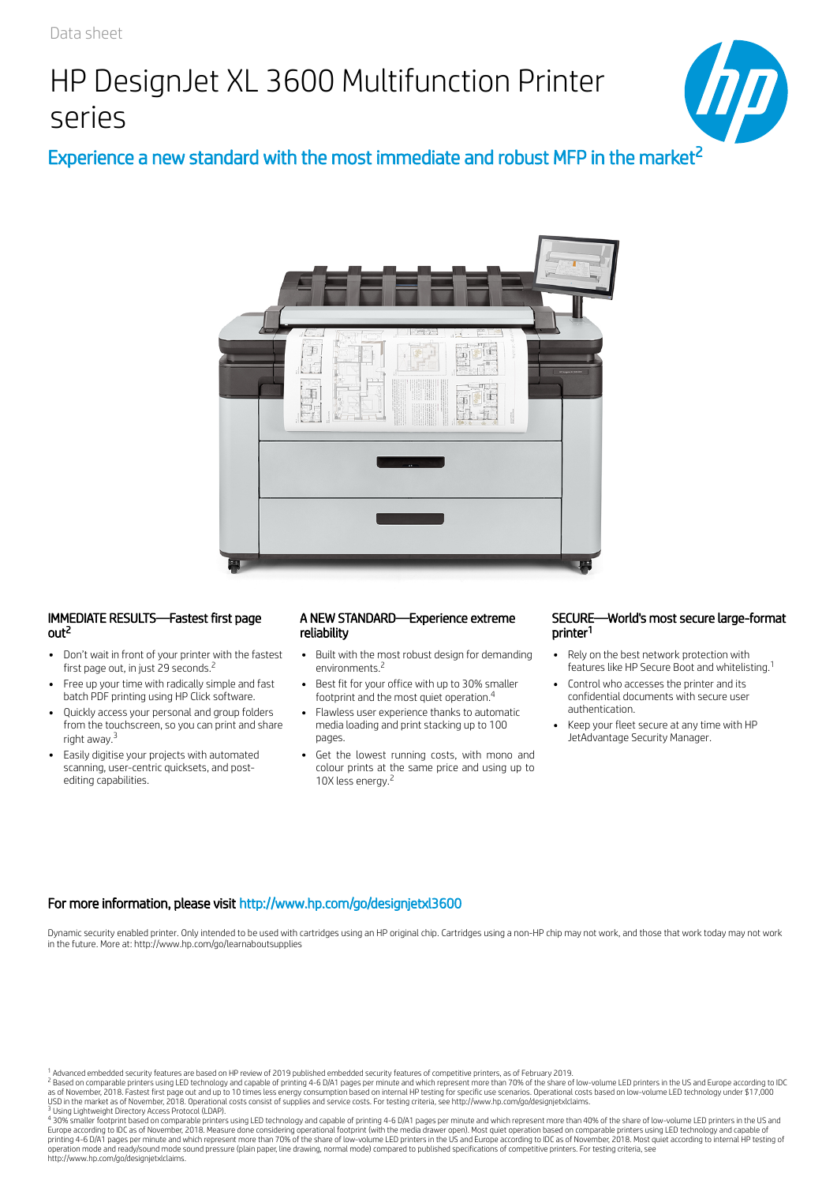Data sheet

# HP DesignJet XL 3600 Multifunction Printer series

## Experience a new standard with the most immediate and robust MFP in the market[2]

### IMMEDIATE RESULTS—Fastest first page out[2]

- Don't wait in front of your printer with the fastest first page out, in just 29 seconds.[2]
- Free up your time with radically simple and fast batch PDF printing using HP Click software.
- Quickly access your personal and group folders from the touchscreen, so you can print and share right away.[3]
- Easily digitise your projects with automated scanning, user-centric quicksets, and post-editing capabilities.

### A NEW STANDARD—Experience extreme reliability

- Built with the most robust design for demanding environments.[2]
- Best fit for your office with up to 30% smaller footprint and the most quiet operation.[4]
- Flawless user experience thanks to automatic media loading and print stacking up to 100 pages.
- Get the lowest running costs, with mono and colour prints at the same price and using up to 10X less energy.[2]

### SECURE—World's most secure large-format printer[1]

- Rely on the best network protection with features like HP Secure Boot and whitelisting.[1]
- Control who accesses the printer and its confidential documents with secure user authentication.
- Keep your fleet secure at any time with HP JetAdvantage Security Manager.

**For more information, please visit http://www.hp.com/go/designjetxl3600**

Dynamic security enabled printer. Only intended to be used with cartridges using an HP original chip. Cartridges using a non-HP chip may not work, and those that work today may not work in the future. More at: http://www.hp.com/go/learnaboutsupplies

[1] Advanced embedded security features are based on HP review of 2019 published embedded security features of competitive printers, as of February 2019.
[2] Based on comparable printers using LED technology and capable of printing 4-6 D/A1 pages per minute and which represent more than 70% of the share of low-volume LED printers in the US and Europe according to IDC as of November, 2018. Fastest first page out and up to 10 times less energy consumption based on internal HP testing for specific use scenarios. Operational costs based on low-volume LED technology under $17,000 USD in the market as of November, 2018. Operational costs consist of supplies and service costs. For testing criteria, see http://www.hp.com/go/designjetxlclaims.
[3] Using Lightweight Directory Access Protocol (LDAP).
[4] 30% smaller footprint based on comparable printers using LED technology and capable of printing 4-6 D/A1 pages per minute and which represent more than 40% of the share of low-volume LED printers in the US and Europe according to IDC as of November, 2018. Measure done considering operational footprint (with the media drawer open). Most quiet operation based on comparable printers using LED technology and capable of printing 4-6 D/A1 pages per minute and which represent more than 70% of the share of low-volume LED printers in the US and Europe according to IDC as of November, 2018. Most quiet according to internal HP testing of operation mode and ready/sound mode sound pressure (plain paper, line drawing, normal mode) compared to published specifications of competitive printers. For testing criteria, see http://www.hp.com/go/designjetxlclaims.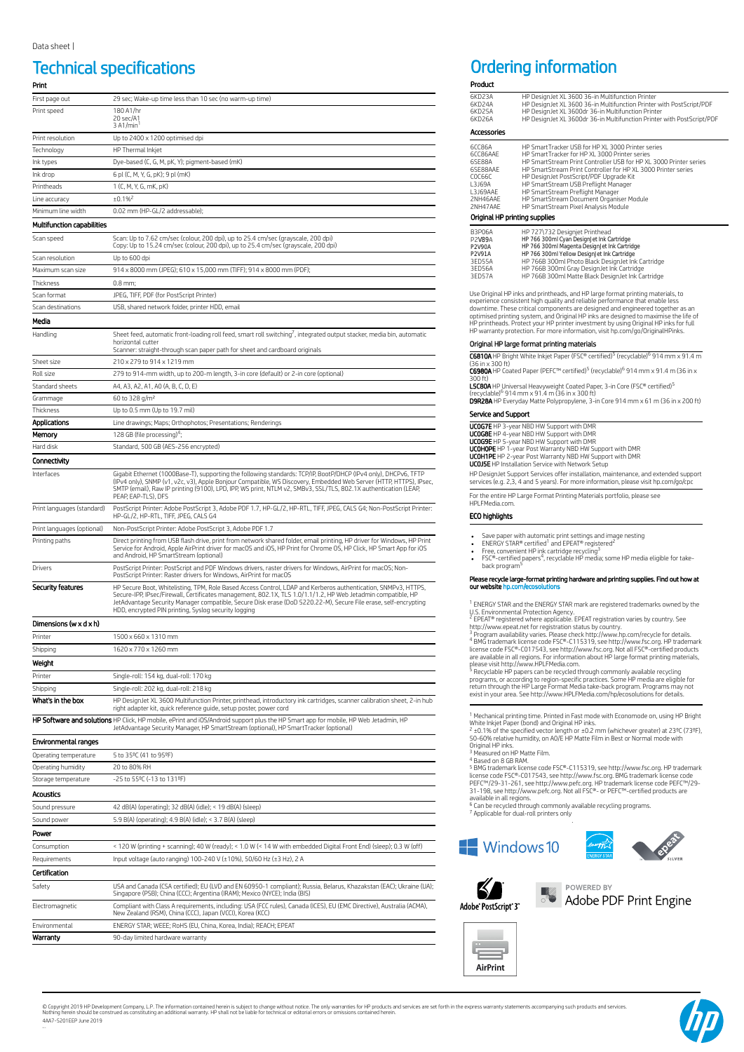Data sheet |

# Technical specifications

## Print

| | |
|---|---|
| First page out | 29 sec; Wake-up time less than 10 sec (no warm-up time) |
| Print speed | 180 A1/hr<br>20 sec/A1<br>3 A1/min[1] |
| Print resolution | Up to 2400 x 1200 optimised dpi |
| Technology | HP Thermal Inkjet |
| Ink types | Dye-based (C, G, M, pK, Y); pigment-based (mK) |
| Ink drop | 6 pl (C, M, Y, G, pK); 9 pl (mK) |
| Printheads | 1 (C, M, Y, G, mK, pK) |
| Line accuracy | ±0.1%[2] |
| Minimum line width | 0.02 mm (HP-GL/2 addressable); |

## Multifunction capabilities

| | |
|---|---|
| Scan speed | Scan: Up to 7.62 cm/sec (colour, 200 dpi), up to 25.4 cm/sec (grayscale, 200 dpi)<br>Copy: Up to 15.24 cm/sec (colour, 200 dpi), up to 25.4 cm/sec (grayscale, 200 dpi) |
| Scan resolution | Up to 600 dpi |
| Maximum scan size | 914 x 8000 mm (JPEG); 610 x 15,000 mm (TIFF); 914 x 8000 mm (PDF); |
| Thickness | 0.8 mm; |
| Scan format | JPEG, TIFF, PDF (for PostScript Printer) |
| Scan destinations | USB, shared network folder, printer HDD, email |

## Media

| | |
|---|---|
| Handling | Sheet feed, automatic front-loading roll feed, smart roll switching[7], integrated output stacker, media bin, automatic horizontal cutter<br>Scanner: straight-through scan paper path for sheet and cardboard originals |
| Sheet size | 210 x 279 to 914 x 1219 mm |
| Roll size | 279 to 914-mm width, up to 200-m length, 3-in core (default) or 2-in core (optional) |
| Standard sheets | A4, A3, A2, A1, A0 (A, B, C, D, E) |
| Grammage | 60 to 328 g/m² |
| Thickness | Up to 0.5 mm (Up to 19.7 mil) |
| **Applications** | Line drawings; Maps; Orthophotos; Presentations; Renderings |
| **Memory** | 128 GB (file processing)[4]; |
| Hard disk | Standard, 500 GB (AES-256 encrypted) |

## Connectivity

| | |
|---|---|
| Interfaces | Gigabit Ethernet (1000Base-T), supporting the following standards: TCP/IP, BootP/DHCP (IPv4 only), DHCPv6, TFTP (IPv4 only), SNMP (v1, v2c, v3), Apple Bonjour Compatible, WS Discovery, Embedded Web Server (HTTP, HTTPS), IPsec, SMTP (email), Raw IP printing (9100), LPD, IPP, WS print, NTLM v2, SMBv3, SSL/TLS, 802.1X authentication (LEAP, PEAP, EAP-TLS), DFS |
| Print languages (standard) | PostScript Printer: Adobe PostScript 3, Adobe PDF 1.7, HP-GL/2, HP-RTL, TIFF, JPEG, CALS G4; Non-PostScript Printer: HP-GL/2, HP-RTL, TIFF, JPEG, CALS G4 |
| Print languages (optional) | Non-PostScript Printer: Adobe PostScript 3, Adobe PDF 1.7 |
| Printing paths | Direct printing from USB flash drive, print from network shared folder, email printing, HP driver for Windows, HP Print Service for Android, Apple AirPrint driver for macOS and iOS, HP Print for Chrome OS, HP Click, HP Smart App for iOS and Android, HP SmartStream (optional) |
| Drivers | PostScript Printer: PostScript and PDF Windows drivers, raster drivers for Windows, AirPrint for macOS; Non-PostScript Printer: Raster drivers for Windows, AirPrint for macOS |
| **Security features** | HP Secure Boot, Whitelisting, TPM, Role Based Access Control, LDAP and Kerberos authentication, SNMPv3, HTTPS, Secure-IPP, IPsec/Firewall, Certificates management, 802.1X, TLS 1.0/1.1/1.2, HP Web Jetadmin compatible, HP JetAdvantage Security Manager compatible, Secure Disk erase (DoD 5220.22-M), Secure File erase, self-encrypting HDD, encrypted PIN printing, Syslog security logging |

## Dimensions (w x d x h)

| | |
|---|---|
| Printer | 1500 x 660 x 1310 mm |
| Shipping | 1620 x 770 x 1260 mm |

## Weight

| | |
|---|---|
| Printer | Single-roll: 154 kg, dual-roll: 170 kg |
| Shipping | Single-roll: 202 kg, dual-roll: 218 kg |
| **What's in the box** | HP DesignJet XL 3600 Multifunction Printer, printhead, introductory ink cartridges, scanner calibration sheet, 2-in hub right adapter kit, quick reference guide, setup poster, power cord |
| **HP Software and solutions** | HP Click, HP mobile, ePrint and iOS/Android support plus the HP Smart app for mobile, HP Web Jetadmin, HP JetAdvantage Security Manager, HP SmartStream (optional), HP SmartTracker (optional) |

## Environmental ranges

| | |
|---|---|
| Operating temperature | 5 to 35ºC (41 to 95ºF) |
| Operating humidity | 20 to 80% RH |
| Storage temperature | -25 to 55ºC (-13 to 131ºF) |

## Acoustics

| | |
|---|---|
| Sound pressure | 42 dB(A) (operating); 32 dB(A) (idle); < 19 dB(A) (sleep) |
| Sound power | 5.9 B(A) (operating); 4.9 B(A) (idle); < 3.7 B(A) (sleep) |

## Power

| | |
|---|---|
| Consumption | < 120 W (printing + scanning); 40 W (ready); < 1.0 W (< 14 W with embedded Digital Front End) (sleep); 0.3 W (off) |
| Requirements | Input voltage (auto ranging) 100-240 V (±10%), 50/60 Hz (±3 Hz), 2 A |

## Certification

| | |
|---|---|
| Safety | USA and Canada (CSA certified); EU (LVD and EN 60950-1 compliant); Russia, Belarus, Kazakhstan (EAC); Ukraine (UA); Singapore (PSB); China (CCC); Argentina (IRAM); Mexico (NYCE); India (BIS) |
| Electromagnetic | Compliant with Class A requirements, including: USA (FCC rules), Canada (ICES), EU (EMC Directive), Australia (ACMA), New Zealand (RSM), China (CCC), Japan (VCCI), Korea (KCC) |
| Environmental | ENERGY STAR; WEEE; RoHS (EU, China, Korea, India); REACH; EPEAT |
| **Warranty** | 90-day limited hardware warranty |

# Ordering information

## Product

| | |
|---|---|
| 6KD23A | HP DesignJet XL 3600 36-in Multifunction Printer |
| 6KD24A | HP DesignJet XL 3600 36-in Multifunction Printer with PostScript/PDF |
| 6KD25A | HP DesignJet XL 3600dr 36-in Multifunction Printer |
| 6KD26A | HP DesignJet XL 3600dr 36-in Multifunction Printer with PostScript/PDF |

## Accessories

| | |
|---|---|
| 6CC86A | HP SmartTracker USB for HP XL 3000 Printer series |
| 6CC86AAE | HP SmartTracker for HP XL 3000 Printer series |
| 6SE88A | HP SmartStream Print Controller USB for HP XL 3000 Printer series |
| 6SE88AAE | HP SmartStream Print Controller for HP XL 3000 Printer series |
| C0C66C | HP DesignJet PostScript/PDF Upgrade Kit |
| L3J69A | HP SmartStream USB Preflight Manager |
| L3J69AAE | HP SmartStream Preflight Manager |
| 2NH46AAE | HP SmartStream Document Organiser Module |
| 2NH47AAE | HP SmartStream Pixel Analysis Module |

## Original HP printing supplies

| | |
|---|---|
| B3P06A | HP 727\732 Designjet Printhead |
| P2V89A | HP 766 300ml Cyan DesignJet Ink Cartridge |
| P2V90A | HP 766 300ml Magenta DesignJet Ink Cartridge |
| P2V91A | HP 766 300ml Yellow DesignJet Ink Cartridge |
| 3ED55A | HP 766B 300ml Photo Black DesignJet Ink Cartridge |
| 3ED56A | HP 766B 300ml Gray DesignJet Ink Cartridge |
| 3ED57A | HP 766B 300ml Matte Black DesignJet Ink Cartridge |

Use Original HP inks and printheads, and HP large format printing materials, to experience consistent high quality and reliable performance that enable less downtime. These critical components are designed and engineered together as an optimised printing system, and Original HP inks are designed to maximise the life of HP printheads. Protect your HP printer investment by using Original HP inks for full HP warranty protection. For more information, visit hp.com/go/OriginalHPinks.

## Original HP large format printing materials

**C6810A** HP Bright White Inkjet Paper (FSC® certified)[5] (recyclable)[6] 914 mm x 91.4 m (36 in x 300 ft)
**C6980A** HP Coated Paper (PEFC™ certified)[5] (recyclable)[6] 914 mm x 91.4 m (36 in x 300 ft)
**L5C80A** HP Universal Heavyweight Coated Paper, 3-in Core (FSC® certified)[5] (recyclable)[6] 914 mm x 91.4 m (36 in x 300 ft)
**D9R28A** HP Everyday Matte Polypropylene, 3-in Core 914 mm x 61 m (36 in x 200 ft)

## Service and Support

**UC0G7E** HP 3-year NBD HW Support with DMR
**UC0G8E** HP 4-year NBD HW Support with DMR
**UC0G9E** HP 5-year NBD HW Support with DMR
**UC0H0PE** HP 1-year Post Warranty NBD HW Support with DMR
**UC0H1PE** HP 2-year Post Warranty NBD HW Support with DMR
**UC0J5E** HP Installation Service with Network Setup

HP DesignJet Support Services offer installation, maintenance, and extended support services (e.g. 2,3, 4 and 5 years). For more information, please visit hp.com/go/cpc

For the entire HP Large Format Printing Materials portfolio, please see HPLFMedia.com.

## ECO highlights

- Save paper with automatic print settings and image nesting
- ENERGY STAR® certified[1] and EPEAT® registered[2]
- Free, convenient HP ink cartridge recycling[3]
- FSC®-certified papers[4], recyclable HP media; some HP media eligible for take-back program[5]

**Please recycle large-format printing hardware and printing supplies. Find out how at our website hp.com/ecosolutions**

[1] ENERGY STAR and the ENERGY STAR mark are registered trademarks owned by the U.S. Environmental Protection Agency.
[2] EPEAT® registered where applicable. EPEAT registration varies by country. See http://www.epeat.net for registration status by country.
[3] Program availability varies. Please check http://www.hp.com/recycle for details.
[4] BMG trademark license code FSC®-C115319, see http://www.fsc.org. HP trademark license code FSC®-C017543, see http://www.fsc.org. Not all FSC®-certified products are available in all regions. For information about HP large format printing materials, please visit http://www.HPLFMedia.com.
[5] Recyclable HP papers can be recycled through commonly available recycling programs, or according to region-specific practices. Some HP media are eligible for return through the HP Large Format Media take-back program. Programs may not exist in your area. See http://www.HPLFMedia.com/hp/ecosolutions for details.

[1] Mechanical printing time. Printed in Fast mode with Economode on, using HP Bright White Inkjet Paper (bond) and Original HP inks.
[2] ±0.1% of the specified vector length or ±0.2 mm (whichever greater) at 23ºC (73ºF), 50-60% relative humidity, on A0/E HP Matte Film in Best or Normal mode with Original HP inks.
[3] Measured on HP Matte Film.
[4] Based on 8 GB RAM.
[5] BMG trademark license code FSC®-C115319, see http://www.fsc.org. HP trademark license code FSC®-C017543, see http://www.fsc.org. BMG trademark license code PEFC™/29-31-261, see http://www.pefc.org. HP trademark license code PEFC™/29-31-198, see http://www.pefc.org. Not all FSC®- or PEFC™-certified products are available in all regions.
[6] Can be recycled through commonly available recycling programs.
[7] Applicable for dual-roll printers only

Windows 10

POWERED BY
Adobe PDF Print Engine

Adobe® PostScript® 3™

AirPrint

© Copyright 2019 HP Development Company, L.P. The information contained herein is subject to change without notice. The only warranties for HP products and services are set forth in the express warranty statements accompanying such products and services. Nothing herein should be construed as constituting an additional warranty. HP shall not be liable for technical or editorial errors or omissions contained herein.
4AA7-5201EEP June 2019